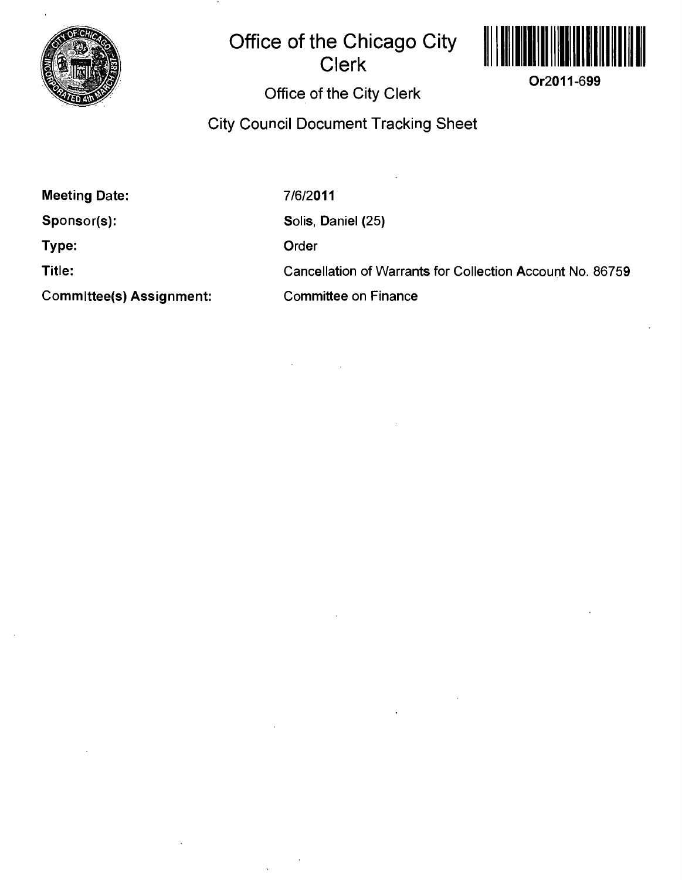# Office of the Chicago City Clerk

Or2011-699

## Office of the City Clerk

## City Council Document Tracking Sheet

| | |
|---|---|
| **Meeting Date:** | 7/6/2011 |
| **Sponsor(s):** | Solis, Daniel (25) |
| **Type:** | Order |
| **Title:** | Cancellation of Warrants for Collection Account No. 86759 |
| **Committee(s) Assignment:** | Committee on Finance |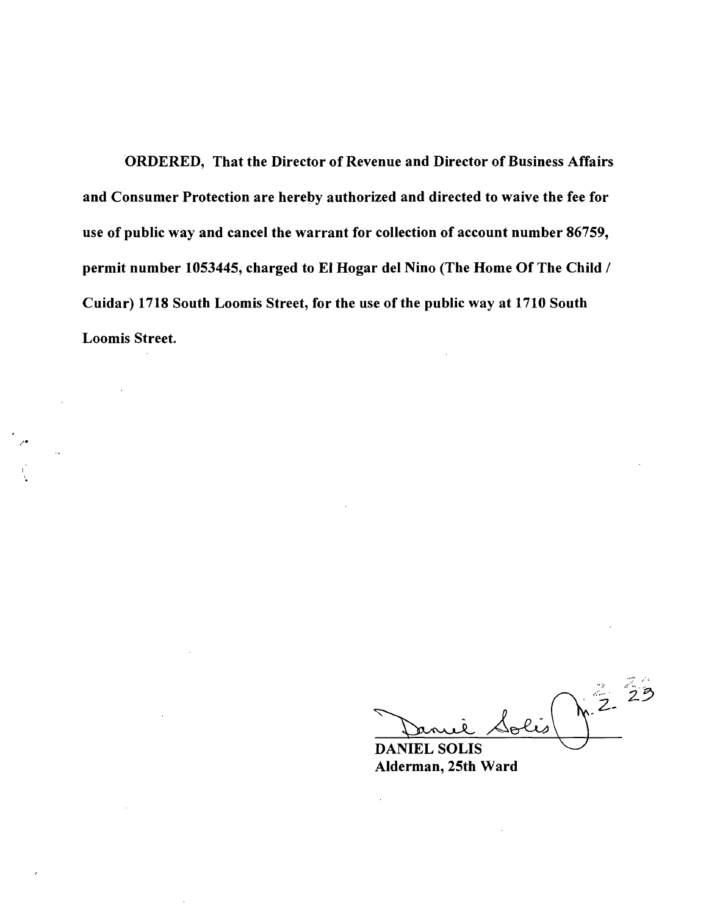**ORDERED, That the Director of Revenue and Director of Business Affairs and Consumer Protection are hereby authorized and directed to waive the fee for use of public way and cancel the warrant for collection of account number 86759, permit number 1053445, charged to El Hogar del Nino (The Home Of The Child / Cuidar) 1718 South Loomis Street, for the use of the public way at 1710 South Loomis Street.**

**DANIEL SOLIS**
**Alderman, 25th Ward**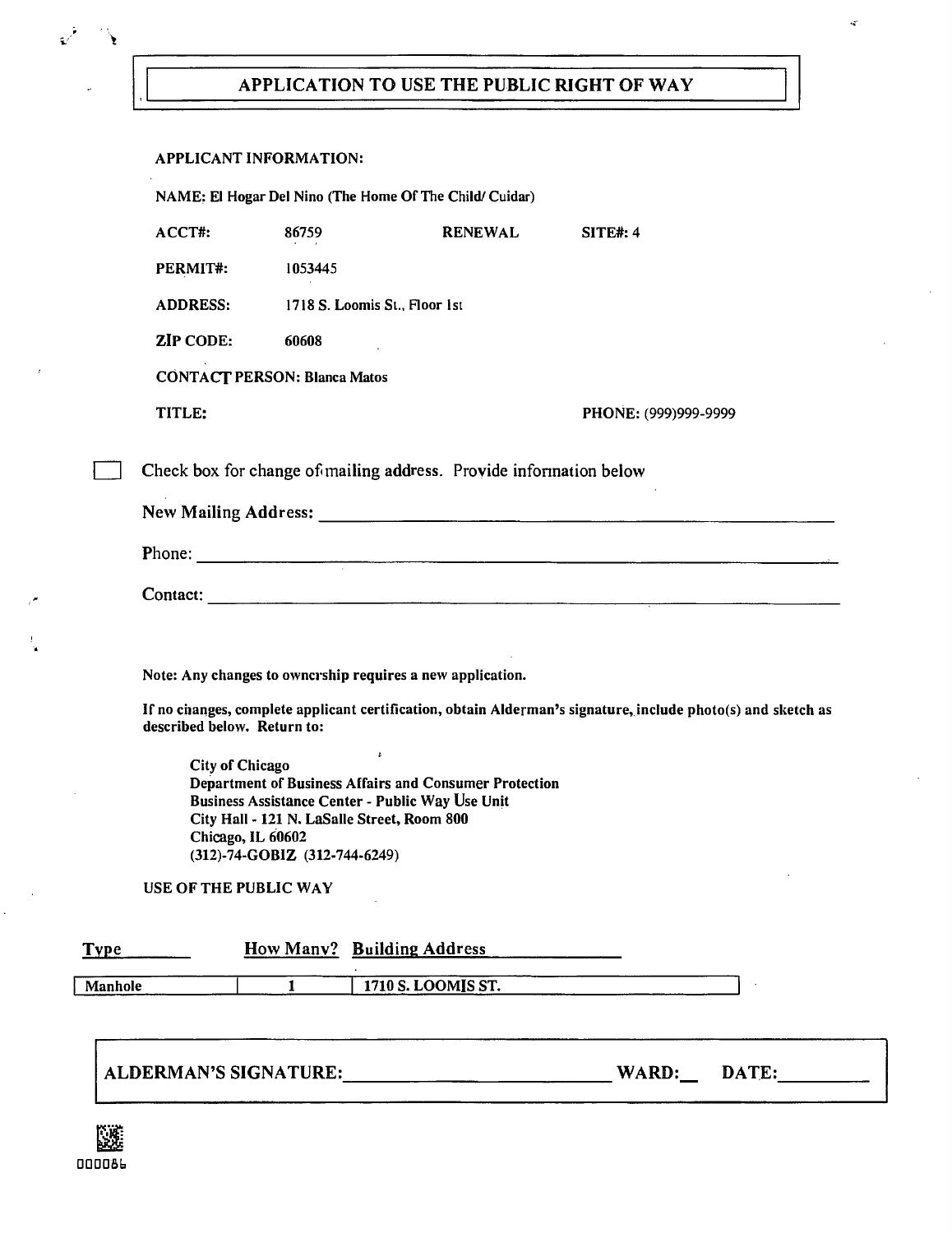# APPLICATION TO USE THE PUBLIC RIGHT OF WAY

**APPLICANT INFORMATION:**

**NAME: El Hogar Del Nino (The Home Of The Child/ Cuidar)**

| | | | |
|---|---|---|---|
| **ACCT#:** | 86759 | **RENEWAL** | **SITE#: 4** |
| **PERMIT#:** | 1053445 | | |
| **ADDRESS:** | 1718 S. Loomis St., Floor 1st | | |
| **ZIP CODE:** | **60608** | | |

**CONTACT PERSON: Blanca Matos**

**TITLE:** **PHONE:** (999)999-9999

☐ Check box for change of mailing address. Provide information below

New Mailing Address: ______________________________

Phone: ______________________________

Contact: ______________________________

**Note: Any changes to ownership requires a new application.**

**If no changes, complete applicant certification, obtain Alderman's signature, include photo(s) and sketch as described below. Return to:**

**City of Chicago**
**Department of Business Affairs and Consumer Protection**
**Business Assistance Center - Public Way Use Unit**
**City Hall - 121 N. LaSalle Street, Room 800**
**Chicago, IL 60602**
**(312)-74-GOBIZ (312-744-6249)**

**USE OF THE PUBLIC WAY**

| Type | How Many? | Building Address |
|---|---|---|
| Manhole | 1 | 1710 S. LOOMIS ST. |

**ALDERMAN'S SIGNATURE:** ______________________ **WARD:** __ **DATE:** ________

000086